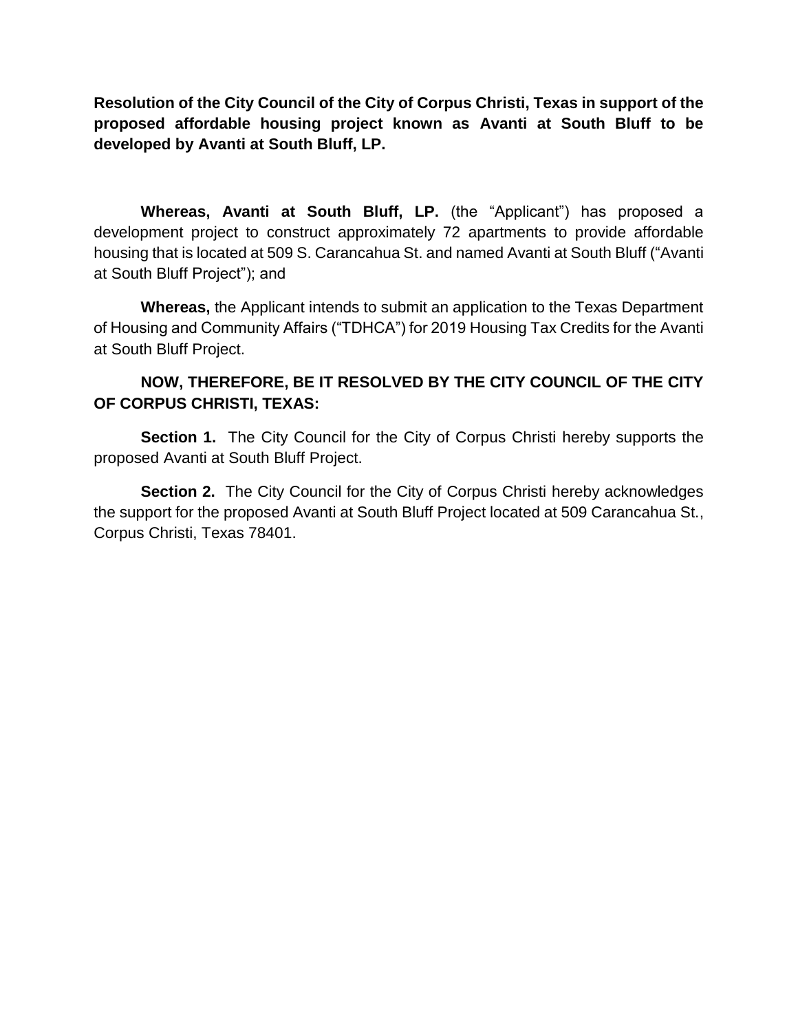**Resolution of the City Council of the City of Corpus Christi, Texas in support of the proposed affordable housing project known as Avanti at South Bluff to be developed by Avanti at South Bluff, LP.**

**Whereas, Avanti at South Bluff, LP.** (the "Applicant") has proposed a development project to construct approximately 72 apartments to provide affordable housing that is located at 509 S. Carancahua St. and named Avanti at South Bluff ("Avanti at South Bluff Project"); and

**Whereas,** the Applicant intends to submit an application to the Texas Department of Housing and Community Affairs ("TDHCA") for 2019 Housing Tax Credits for the Avanti at South Bluff Project.

**NOW, THEREFORE, BE IT RESOLVED BY THE CITY COUNCIL OF THE CITY OF CORPUS CHRISTI, TEXAS:**

**Section 1.** The City Council for the City of Corpus Christi hereby supports the proposed Avanti at South Bluff Project.

**Section 2.** The City Council for the City of Corpus Christi hereby acknowledges the support for the proposed Avanti at South Bluff Project located at 509 Carancahua St., Corpus Christi, Texas 78401.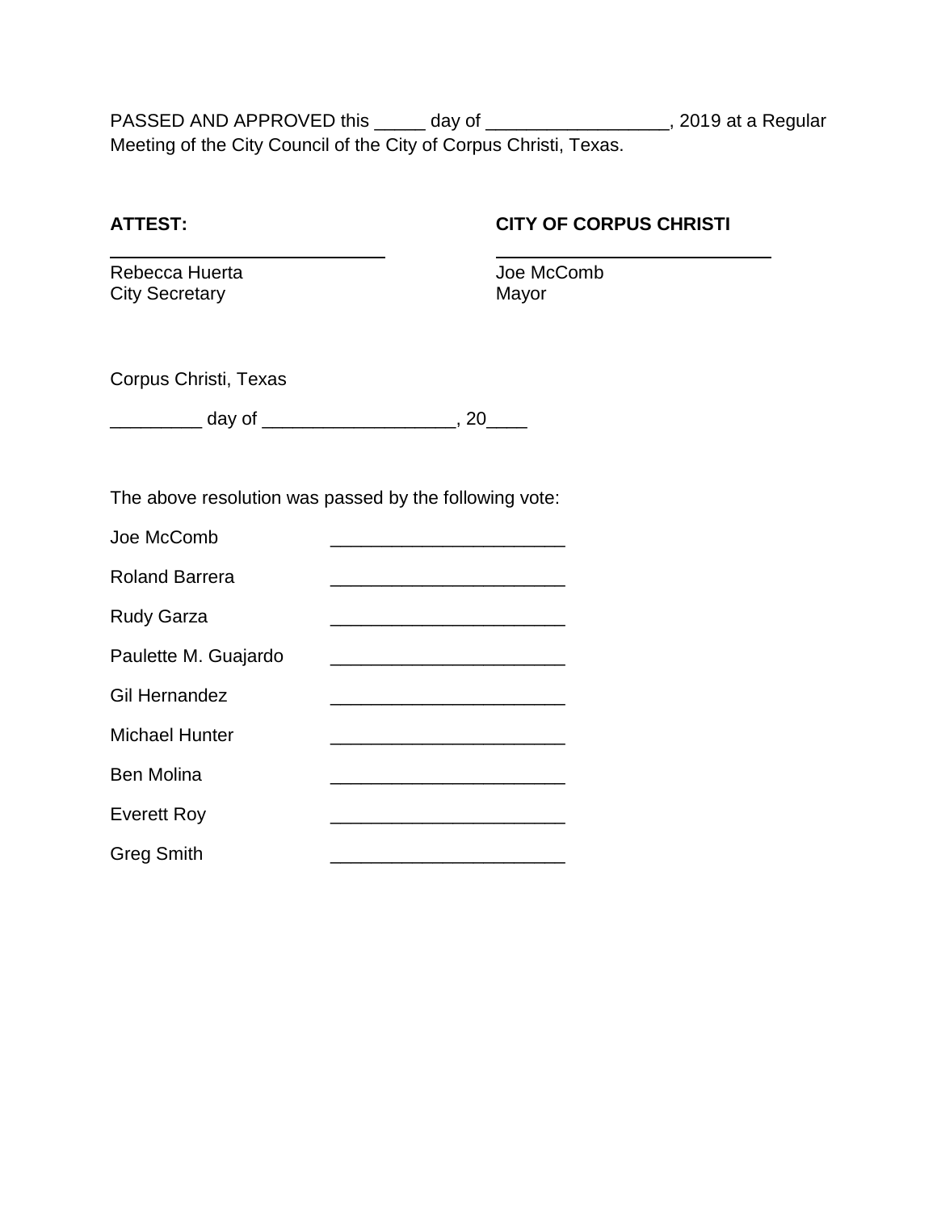PASSED AND APPROVED this _____ day of __________________, 2019 at a Regular Meeting of the City Council of the City of Corpus Christi, Texas.

| | |
|---|---|
| **ATTEST:** | **CITY OF CORPUS CHRISTI** |
| ____________________________ | ____________________________ |
| Rebecca Huerta<br>City Secretary | Joe McComb<br>Mayor |

Corpus Christi, Texas

_________ day of ___________________, 20____

The above resolution was passed by the following vote:

| | |
|---|---|
| Joe McComb | _______________________ |
| Roland Barrera | _______________________ |
| Rudy Garza | _______________________ |
| Paulette M. Guajardo | _______________________ |
| Gil Hernandez | _______________________ |
| Michael Hunter | _______________________ |
| Ben Molina | _______________________ |
| Everett Roy | _______________________ |
| Greg Smith | _______________________ |